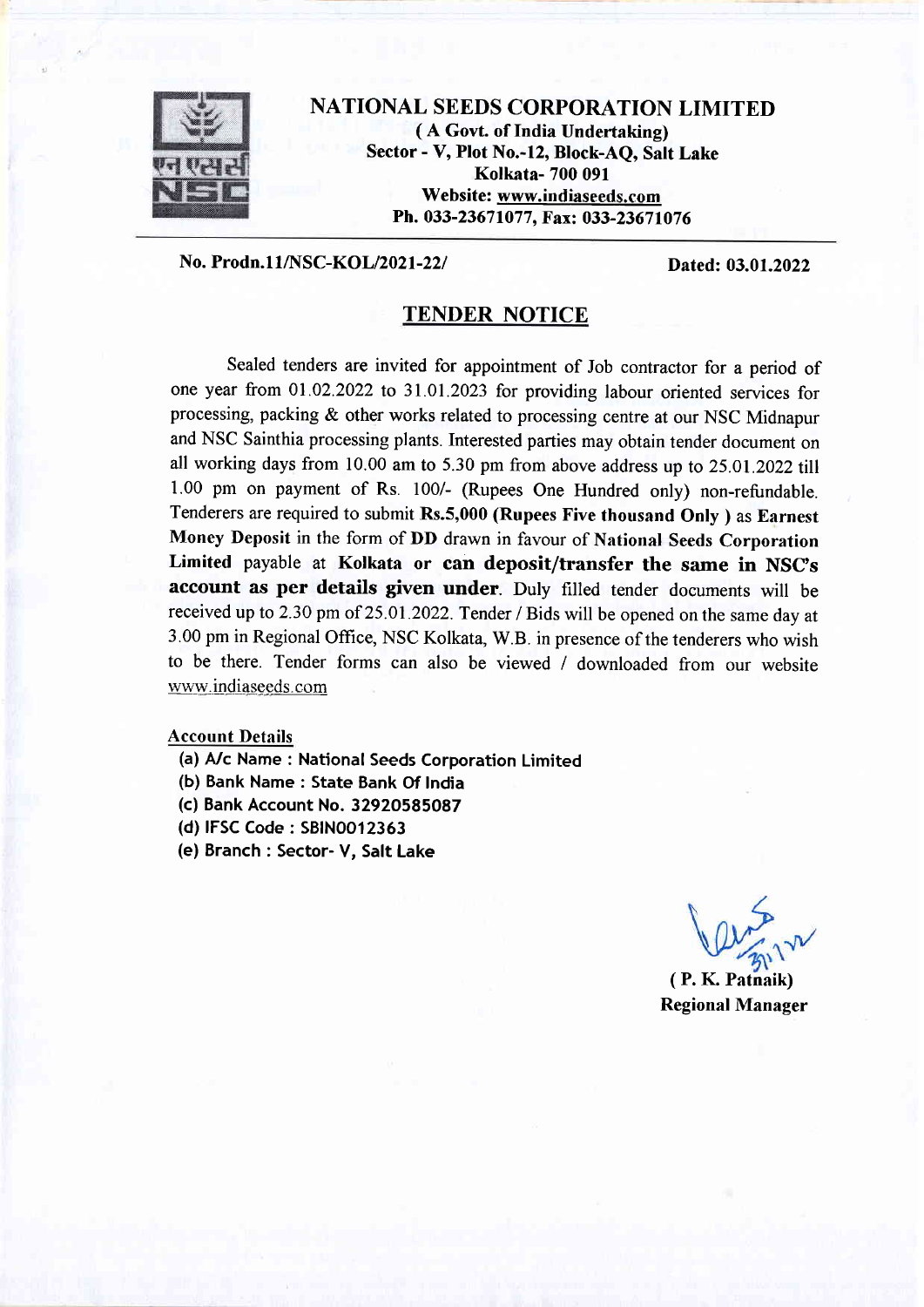# NATIONAL SEEDS CORPORATION LIMITED

**( A Govt. of India Undertaking)**
**Sector - V, Plot No.-12, Block-AQ, Salt Lake**
**Kolkata- 700 091**
**Website: www.indiaseeds.com**
**Ph. 033-23671077, Fax: 033-23671076**

**No. Prodn.11/NSC-KOL/2021-22/** **Dated: 03.01.2022**

## TENDER NOTICE

Sealed tenders are invited for appointment of Job contractor for a period of one year from 01.02.2022 to 31.01.2023 for providing labour oriented services for processing, packing & other works related to processing centre at our NSC Midnapur and NSC Sainthia processing plants. Interested parties may obtain tender document on all working days from 10.00 am to 5.30 pm from above address up to 25.01.2022 till 1.00 pm on payment of Rs. 100/- (Rupees One Hundred only) non-refundable. Tenderers are required to submit **Rs.5,000 (Rupees Five thousand Only )** as **Earnest Money Deposit** in the form of **DD** drawn in favour of **National Seeds Corporation Limited** payable at **Kolkata or can deposit/transfer the same in NSC's account as per details given under**. Duly filled tender documents will be received up to 2.30 pm of 25.01.2022. Tender / Bids will be opened on the same day at 3.00 pm in Regional Office, NSC Kolkata, W.B. in presence of the tenderers who wish to be there. Tender forms can also be viewed / downloaded from our website www.indiaseeds.com

**Account Details**

- **(a) A/c Name : National Seeds Corporation Limited**
- **(b) Bank Name : State Bank Of India**
- **(c) Bank Account No. 32920585087**
- **(d) IFSC Code : SBIN0012363**
- **(e) Branch : Sector- V, Salt Lake**

**( P. K. Patnaik)**
**Regional Manager**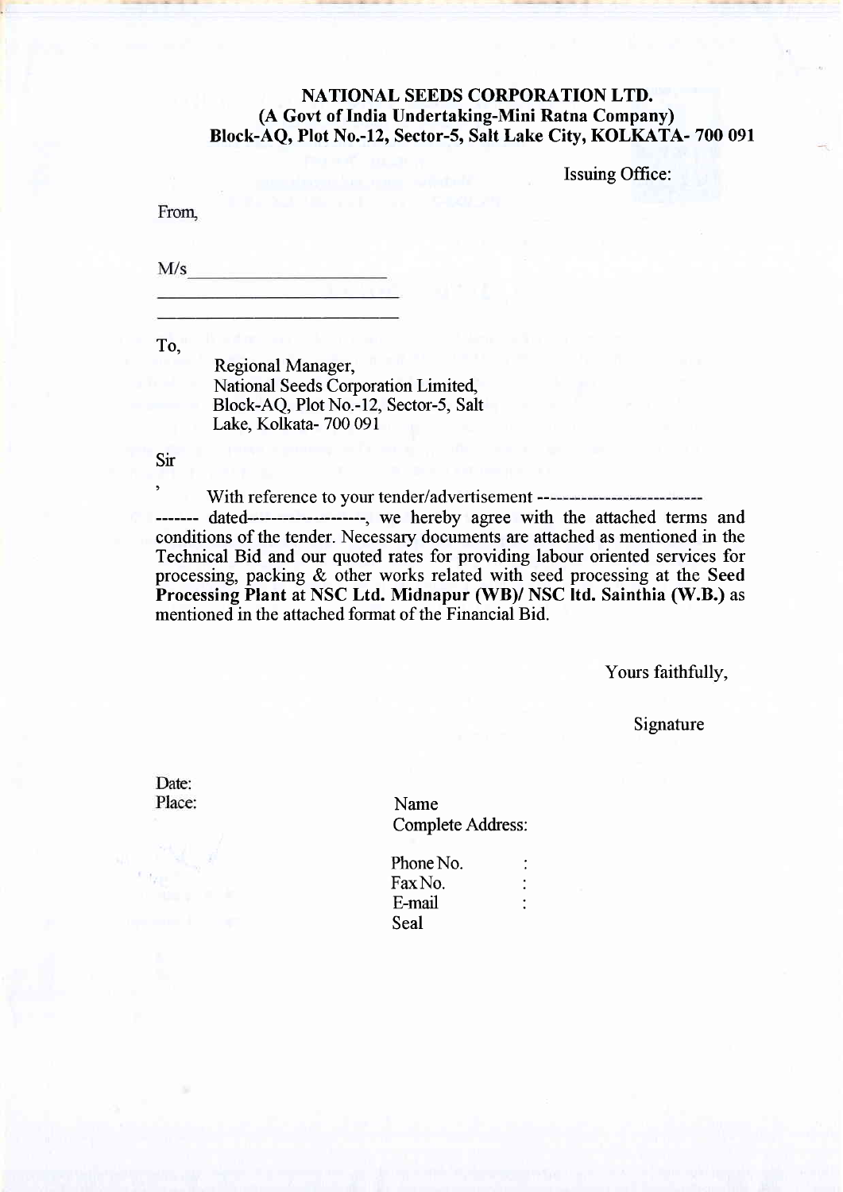**NATIONAL SEEDS CORPORATION LTD.**
**(A Govt of India Undertaking-Mini Ratna Company)**
**Block-AQ, Plot No.-12, Sector-5, Salt Lake City, KOLKATA- 700 091**

Issuing Office:

From,

M/s ____________________

________________________

________________________

To,

Regional Manager,
National Seeds Corporation Limited,
Block-AQ, Plot No.-12, Sector-5, Salt
Lake, Kolkata- 700 091

Sir
,

With reference to your tender/advertisement --------------------------
------- dated-------------------, we hereby agree with the attached terms and conditions of the tender. Necessary documents are attached as mentioned in the Technical Bid and our quoted rates for providing labour oriented services for processing, packing & other works related with seed processing at the **Seed Processing Plant** at **NSC Ltd. Midnapur (WB)/ NSC ltd. Sainthia (W.B.)** as mentioned in the attached format of the Financial Bid.

Yours faithfully,

Signature

Date:
Place:

Name
Complete Address:

Phone No. :
Fax No. :
E-mail :
Seal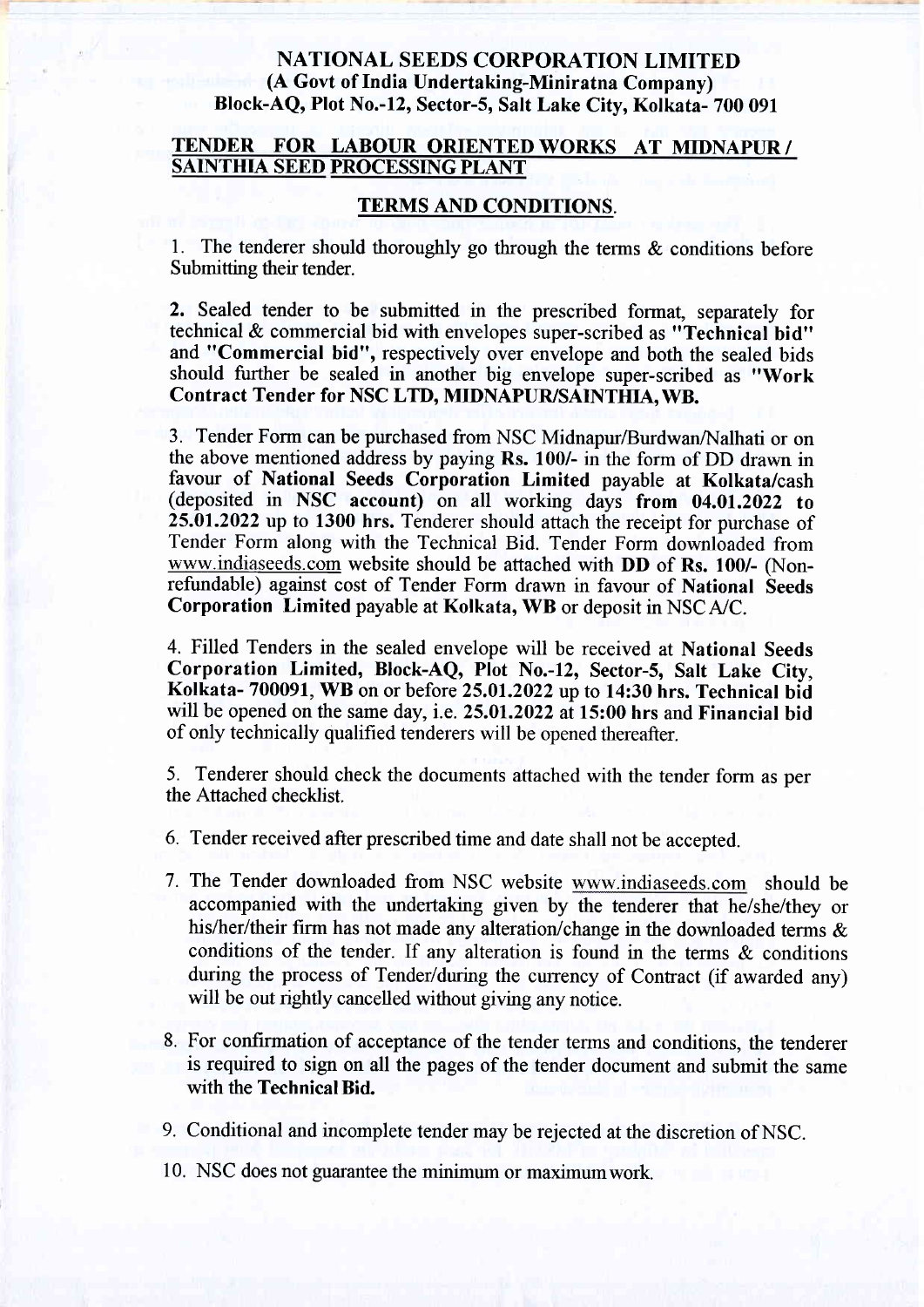# NATIONAL SEEDS CORPORATION LIMITED
## (A Govt of India Undertaking-Miniratna Company)
## Block-AQ, Plot No.-12, Sector-5, Salt Lake City, Kolkata- 700 091

## TENDER FOR LABOUR ORIENTED WORKS AT MIDNAPUR / SAINTHIA SEED PROCESSING PLANT

### TERMS AND CONDITIONS.

1. The tenderer should thoroughly go through the terms & conditions before Submitting their tender.

2. Sealed tender to be submitted in the prescribed format, separately for technical & commercial bid with envelopes super-scribed as **"Technical bid"** and **"Commercial bid",** respectively over envelope and both the sealed bids should further be sealed in another big envelope super-scribed as **"Work Contract Tender for NSC LTD, MIDNAPUR/SAINTHIA, WB.**

3. Tender Form can be purchased from NSC Midnapur/Burdwan/Nalhati or on the above mentioned address by paying **Rs. 100/-** in the form of DD drawn in favour of **National Seeds Corporation Limited** payable at **Kolkata**/cash (deposited in **NSC account**) on all working days **from 04.01.2022 to 25.01.2022** up to **1300 hrs.** Tenderer should attach the receipt for purchase of Tender Form along with the Technical Bid. Tender Form downloaded from www.indiaseeds.com website should be attached with **DD** of **Rs. 100/-** (Non-refundable) against cost of Tender Form drawn in favour of **National Seeds Corporation Limited** payable at **Kolkata, WB** or deposit in NSC A/C.

4. Filled Tenders in the sealed envelope will be received at **National Seeds Corporation Limited, Block-AQ, Plot No.-12, Sector-5, Salt Lake City, Kolkata- 700091, WB** on or before **25.01.2022** up to **14:30 hrs. Technical bid** will be opened on the same day, i.e. **25.01.2022** at **15:00 hrs** and **Financial bid** of only technically qualified tenderers will be opened thereafter.

5. Tenderer should check the documents attached with the tender form as per the Attached checklist.

6. Tender received after prescribed time and date shall not be accepted.

7. The Tender downloaded from NSC website www.indiaseeds.com should be accompanied with the undertaking given by the tenderer that he/she/they or his/her/their firm has not made any alteration/change in the downloaded terms & conditions of the tender. If any alteration is found in the terms & conditions during the process of Tender/during the currency of Contract (if awarded any) will be out rightly cancelled without giving any notice.

8. For confirmation of acceptance of the tender terms and conditions, the tenderer is required to sign on all the pages of the tender document and submit the same with the **Technical Bid.**

9. Conditional and incomplete tender may be rejected at the discretion of NSC.

10. NSC does not guarantee the minimum or maximum work.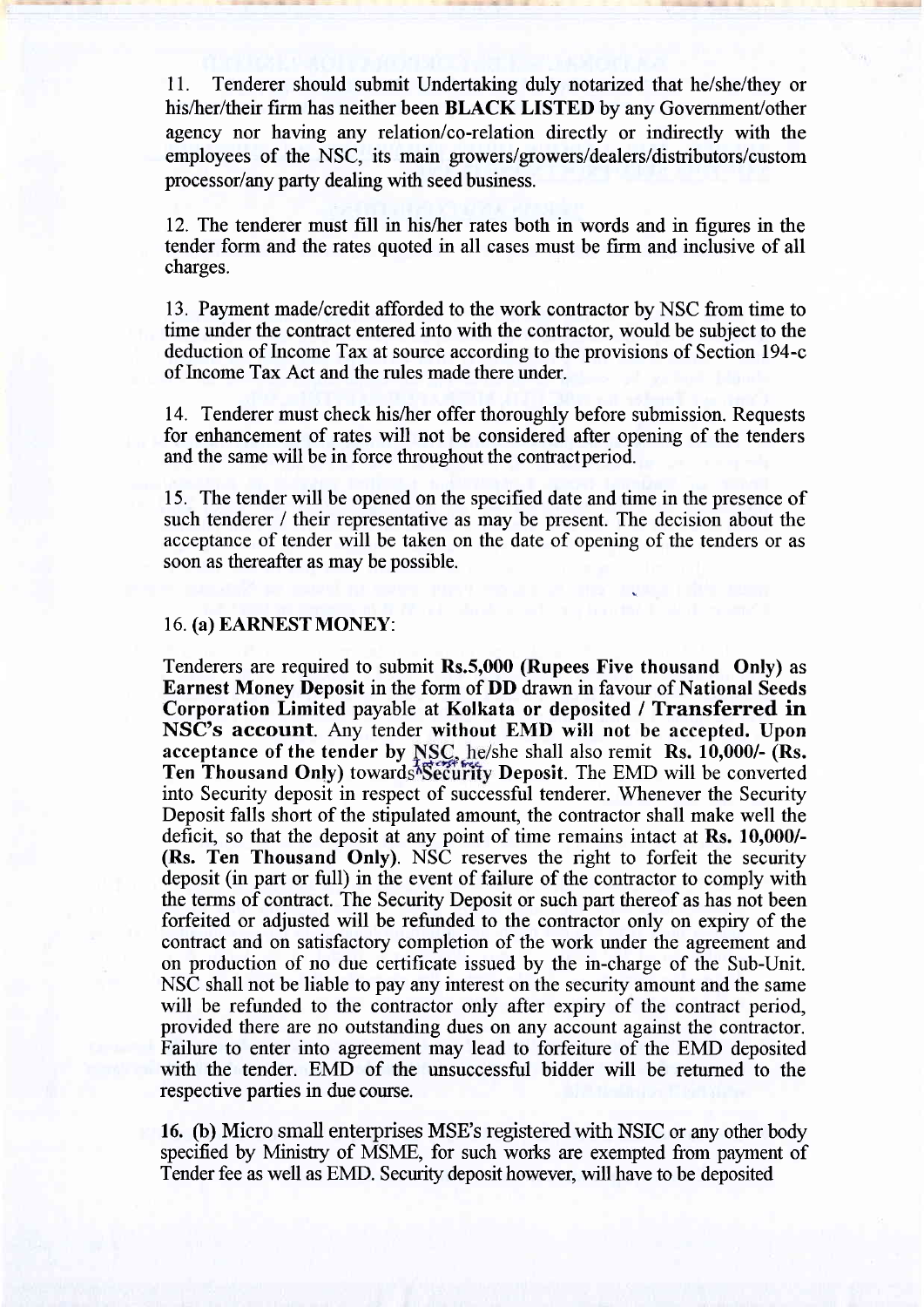11. Tenderer should submit Undertaking duly notarized that he/she/they or his/her/their firm has neither been **BLACK LISTED** by any Government/other agency nor having any relation/co-relation directly or indirectly with the employees of the NSC, its main growers/growers/dealers/distributors/custom processor/any party dealing with seed business.

12. The tenderer must fill in his/her rates both in words and in figures in the tender form and the rates quoted in all cases must be firm and inclusive of all charges.

13. Payment made/credit afforded to the work contractor by NSC from time to time under the contract entered into with the contractor, would be subject to the deduction of Income Tax at source according to the provisions of Section 194-c of Income Tax Act and the rules made there under.

14. Tenderer must check his/her offer thoroughly before submission. Requests for enhancement of rates will not be considered after opening of the tenders and the same will be in force throughout the contract period.

15. The tender will be opened on the specified date and time in the presence of such tenderer / their representative as may be present. The decision about the acceptance of tender will be taken on the date of opening of the tenders or as soon as thereafter as may be possible.

16. **(a) EARNEST MONEY**:

Tenderers are required to submit **Rs.5,000 (Rupees Five thousand Only)** as **Earnest Money Deposit** in the form of **DD** drawn in favour of **National Seeds Corporation Limited** payable at **Kolkata or deposited / Transferred in NSC's account**. Any tender **without EMD will not be accepted. Upon acceptance of the tender by NSC**, he/she shall also remit **Rs. 10,000/- (Rs. Ten Thousand Only)** towards **Security Deposit**. The EMD will be converted into Security deposit in respect of successful tenderer. Whenever the Security Deposit falls short of the stipulated amount, the contractor shall make well the deficit, so that the deposit at any point of time remains intact at **Rs. 10,000/- (Rs. Ten Thousand Only)**. NSC reserves the right to forfeit the security deposit (in part or full) in the event of failure of the contractor to comply with the terms of contract. The Security Deposit or such part thereof as has not been forfeited or adjusted will be refunded to the contractor only on expiry of the contract and on satisfactory completion of the work under the agreement and on production of no due certificate issued by the in-charge of the Sub-Unit. NSC shall not be liable to pay any interest on the security amount and the same will be refunded to the contractor only after expiry of the contract period, provided there are no outstanding dues on any account against the contractor. Failure to enter into agreement may lead to forfeiture of the EMD deposited with the tender. EMD of the unsuccessful bidder will be returned to the respective parties in due course.

**16. (b)** Micro small enterprises MSE's registered with NSIC or any other body specified by Ministry of MSME, for such works are exempted from payment of Tender fee as well as EMD. Security deposit however, will have to be deposited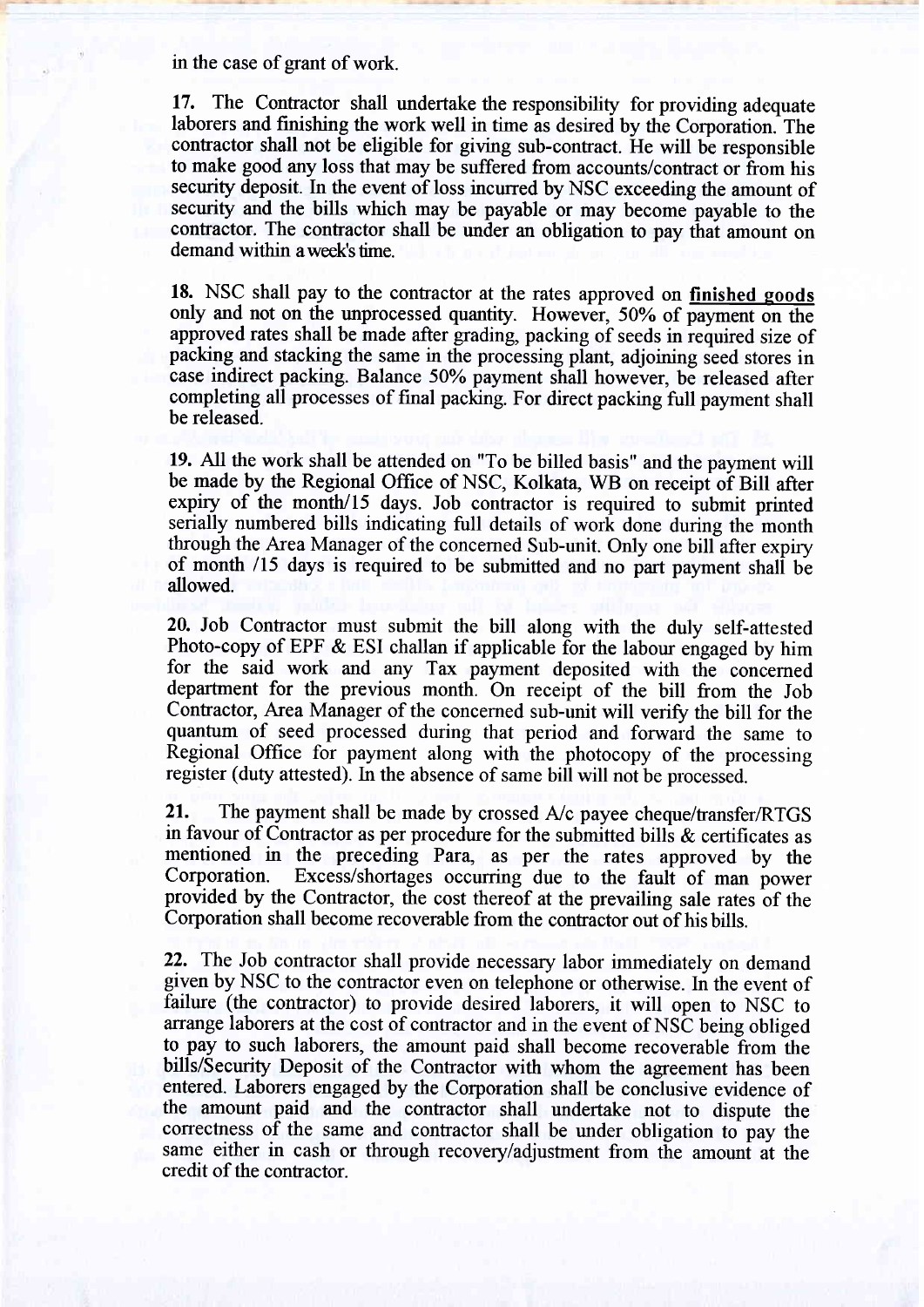in the case of grant of work.

**17.** The Contractor shall undertake the responsibility for providing adequate laborers and finishing the work well in time as desired by the Corporation. The contractor shall not be eligible for giving sub-contract. He will be responsible to make good any loss that may be suffered from accounts/contract or from his security deposit. In the event of loss incurred by NSC exceeding the amount of security and the bills which may be payable or may become payable to the contractor. The contractor shall be under an obligation to pay that amount on demand within a week's time.

**18.** NSC shall pay to the contractor at the rates approved on **finished goods** only and not on the unprocessed quantity. However, 50% of payment on the approved rates shall be made after grading, packing of seeds in required size of packing and stacking the same in the processing plant, adjoining seed stores in case indirect packing. Balance 50% payment shall however, be released after completing all processes of final packing. For direct packing full payment shall be released.

**19.** All the work shall be attended on "To be billed basis" and the payment will be made by the Regional Office of NSC, Kolkata, WB on receipt of Bill after expiry of the month/15 days. Job contractor is required to submit printed serially numbered bills indicating full details of work done during the month through the Area Manager of the concerned Sub-unit. Only one bill after expiry of month /15 days is required to be submitted and no part payment shall be allowed.

**20.** Job Contractor must submit the bill along with the duly self-attested Photo-copy of EPF & ESI challan if applicable for the labour engaged by him for the said work and any Tax payment deposited with the concerned department for the previous month. On receipt of the bill from the Job Contractor, Area Manager of the concerned sub-unit will verify the bill for the quantum of seed processed during that period and forward the same to Regional Office for payment along with the photocopy of the processing register (duty attested). In the absence of same bill will not be processed.

**21.** The payment shall be made by crossed A/c payee cheque/transfer/RTGS in favour of Contractor as per procedure for the submitted bills & certificates as mentioned in the preceding Para, as per the rates approved by the Corporation. Excess/shortages occurring due to the fault of man power provided by the Contractor, the cost thereof at the prevailing sale rates of the Corporation shall become recoverable from the contractor out of his bills.

**22.** The Job contractor shall provide necessary labor immediately on demand given by NSC to the contractor even on telephone or otherwise. In the event of failure (the contractor) to provide desired laborers, it will open to NSC to arrange laborers at the cost of contractor and in the event of NSC being obliged to pay to such laborers, the amount paid shall become recoverable from the bills/Security Deposit of the Contractor with whom the agreement has been entered. Laborers engaged by the Corporation shall be conclusive evidence of the amount paid and the contractor shall undertake not to dispute the correctness of the same and contractor shall be under obligation to pay the same either in cash or through recovery/adjustment from the amount at the credit of the contractor.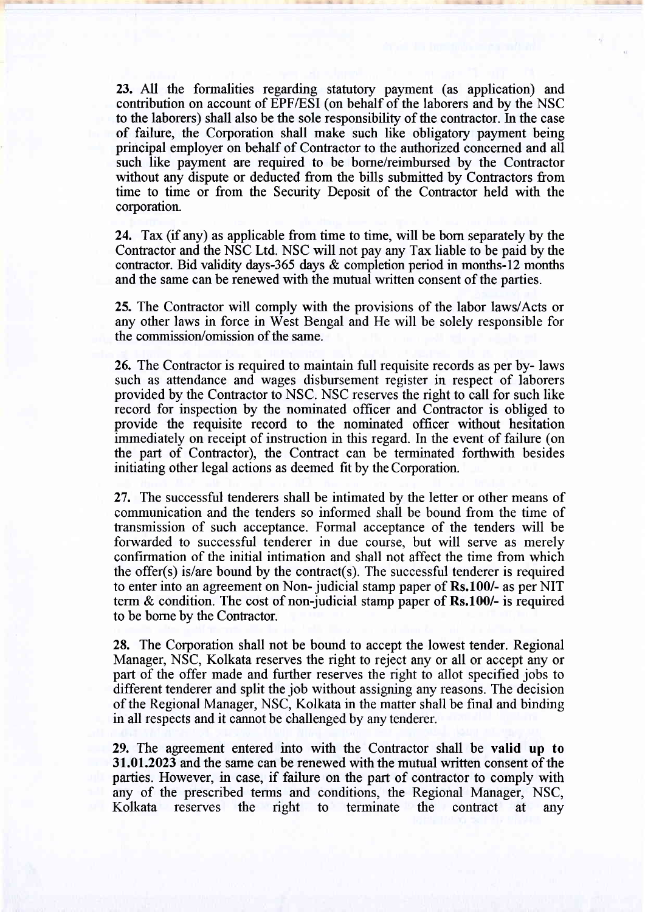**23.** All the formalities regarding statutory payment (as application) and contribution on account of EPF/ESI (on behalf of the laborers and by the NSC to the laborers) shall also be the sole responsibility of the contractor. In the case of failure, the Corporation shall make such like obligatory payment being principal employer on behalf of Contractor to the authorized concerned and all such like payment are required to be borne/reimbursed by the Contractor without any dispute or deducted from the bills submitted by Contractors from time to time or from the Security Deposit of the Contractor held with the corporation.

**24.** Tax (if any) as applicable from time to time, will be born separately by the Contractor and the NSC Ltd. NSC will not pay any Tax liable to be paid by the contractor. Bid validity days-365 days & completion period in months-12 months and the same can be renewed with the mutual written consent of the parties.

**25.** The Contractor will comply with the provisions of the labor laws/Acts or any other laws in force in West Bengal and He will be solely responsible for the commission/omission of the same.

**26.** The Contractor is required to maintain full requisite records as per by- laws such as attendance and wages disbursement register in respect of laborers provided by the Contractor to NSC. NSC reserves the right to call for such like record for inspection by the nominated officer and Contractor is obliged to provide the requisite record to the nominated officer without hesitation immediately on receipt of instruction in this regard. In the event of failure (on the part of Contractor), the Contract can be terminated forthwith besides initiating other legal actions as deemed fit by the Corporation.

**27.** The successful tenderers shall be intimated by the letter or other means of communication and the tenders so informed shall be bound from the time of transmission of such acceptance. Formal acceptance of the tenders will be forwarded to successful tenderer in due course, but will serve as merely confirmation of the initial intimation and shall not affect the time from which the offer(s) is/are bound by the contract(s). The successful tenderer is required to enter into an agreement on Non- judicial stamp paper of **Rs.100/-** as per NIT term & condition. The cost of non-judicial stamp paper of **Rs.100/-** is required to be borne by the Contractor.

**28.** The Corporation shall not be bound to accept the lowest tender. Regional Manager, NSC, Kolkata reserves the right to reject any or all or accept any or part of the offer made and further reserves the right to allot specified jobs to different tenderer and split the job without assigning any reasons. The decision of the Regional Manager, NSC, Kolkata in the matter shall be final and binding in all respects and it cannot be challenged by any tenderer.

**29.** The agreement entered into with the Contractor shall be **valid up to 31.01.2023** and the same can be renewed with the mutual written consent of the parties. However, in case, if failure on the part of contractor to comply with any of the prescribed terms and conditions, the Regional Manager, NSC, Kolkata reserves the right to terminate the contract at any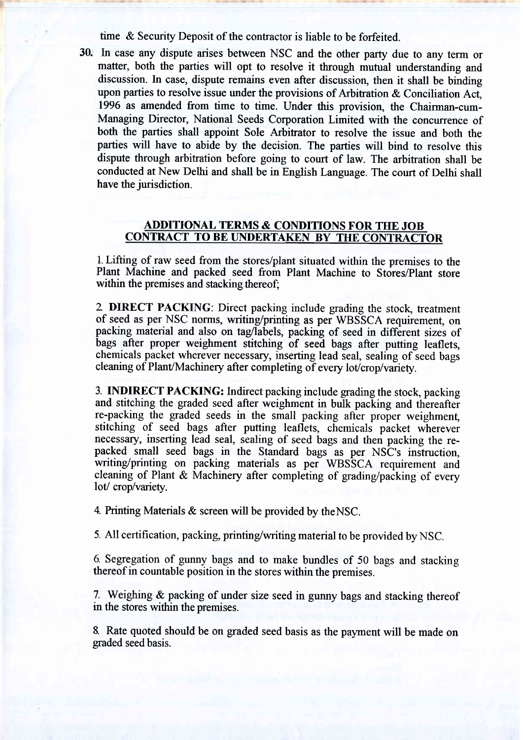time & Security Deposit of the contractor is liable to be forfeited.

30. In case any dispute arises between NSC and the other party due to any term or matter, both the parties will opt to resolve it through mutual understanding and discussion. In case, dispute remains even after discussion, then it shall be binding upon parties to resolve issue under the provisions of Arbitration & Conciliation Act, 1996 as amended from time to time. Under this provision, the Chairman-cum-Managing Director, National Seeds Corporation Limited with the concurrence of both the parties shall appoint Sole Arbitrator to resolve the issue and both the parties will have to abide by the decision. The parties will bind to resolve this dispute through arbitration before going to court of law. The arbitration shall be conducted at New Delhi and shall be in English Language. The court of Delhi shall have the jurisdiction.

## ADDITIONAL TERMS & CONDITIONS FOR THE JOB CONTRACT TO BE UNDERTAKEN BY THE CONTRACTOR

1. Lifting of raw seed from the stores/plant situated within the premises to the Plant Machine and packed seed from Plant Machine to Stores/Plant store within the premises and stacking thereof;

2. **DIRECT PACKING**: Direct packing include grading the stock, treatment of seed as per NSC norms, writing/printing as per WBSSCA requirement, on packing material and also on tag/labels, packing of seed in different sizes of bags after proper weighment stitching of seed bags after putting leaflets, chemicals packet wherever necessary, inserting lead seal, sealing of seed bags cleaning of Plant/Machinery after completing of every lot/crop/variety.

3. **INDIRECT PACKING:** Indirect packing include grading the stock, packing and stitching the graded seed after weighment in bulk packing and thereafter re-packing the graded seeds in the small packing after proper weighment, stitching of seed bags after putting leaflets, chemicals packet wherever necessary, inserting lead seal, sealing of seed bags and then packing the re-packed small seed bags in the Standard bags as per NSC's instruction, writing/printing on packing materials as per WBSSCA requirement and cleaning of Plant & Machinery after completing of grading/packing of every lot/ crop/variety.

4. Printing Materials & screen will be provided by the NSC.

5. All certification, packing, printing/writing material to be provided by NSC.

6. Segregation of gunny bags and to make bundles of 50 bags and stacking thereof in countable position in the stores within the premises.

7. Weighing & packing of under size seed in gunny bags and stacking thereof in the stores within the premises.

8. Rate quoted should be on graded seed basis as the payment will be made on graded seed basis.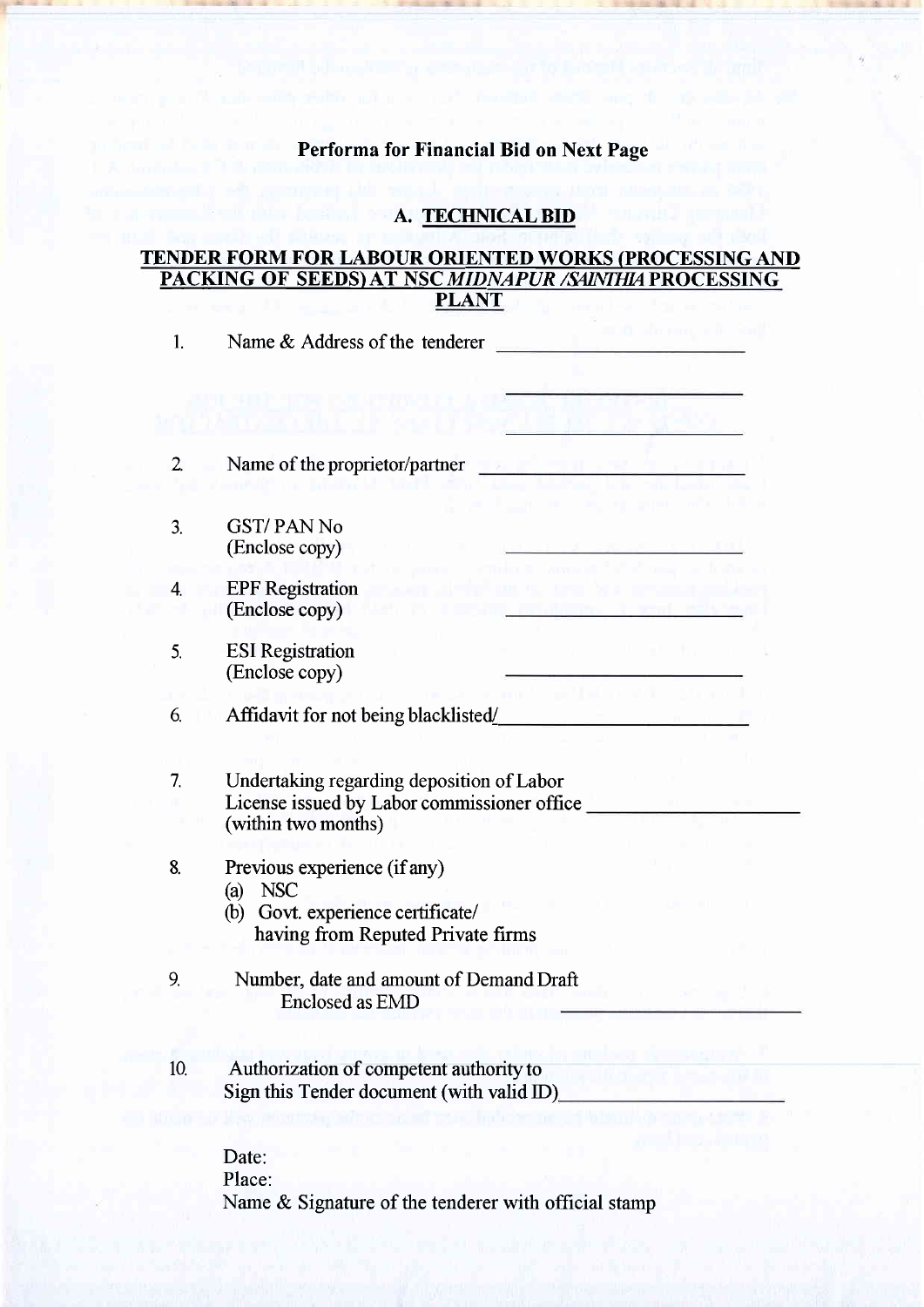**Performa for Financial Bid on Next Page**

## A. TECHNICAL BID

## TENDER FORM FOR LABOUR ORIENTED WORKS (PROCESSING AND PACKING OF SEEDS) AT NSC *MIDNAPUR /SAINTHIA* PROCESSING PLANT

1. Name & Address of the tenderer \_\_\_\_\_\_\_\_\_\_\_\_\_\_\_\_\_\_\_\_\_\_\_\_

   \_\_\_\_\_\_\_\_\_\_\_\_\_\_\_\_\_\_\_\_\_\_\_\_

   \_\_\_\_\_\_\_\_\_\_\_\_\_\_\_\_\_\_\_\_\_\_\_\_

2. Name of the proprietor/partner \_\_\_\_\_\_\_\_\_\_\_\_\_\_\_\_\_\_\_\_\_\_\_\_

3. GST/ PAN No
   (Enclose copy) \_\_\_\_\_\_\_\_\_\_\_\_\_\_\_\_\_\_\_\_\_\_\_\_

4. EPF Registration
   (Enclose copy) \_\_\_\_\_\_\_\_\_\_\_\_\_\_\_\_\_\_\_\_\_\_\_\_

5. ESI Registration
   (Enclose copy) \_\_\_\_\_\_\_\_\_\_\_\_\_\_\_\_\_\_\_\_\_\_\_\_

6. Affidavit for not being blacklisted/\_\_\_\_\_\_\_\_\_\_\_\_\_\_\_\_\_\_\_\_\_\_\_\_

7. Undertaking regarding deposition of Labor License issued by Labor commissioner office (within two months) \_\_\_\_\_\_\_\_\_\_\_\_\_\_\_\_\_\_\_\_\_\_\_\_

8. Previous experience (if any)
   (a) NSC
   (b) Govt. experience certificate/ having from Reputed Private firms

9. Number, date and amount of Demand Draft Enclosed as EMD \_\_\_\_\_\_\_\_\_\_\_\_\_\_\_\_\_\_\_\_\_\_\_\_

10. Authorization of competent authority to Sign this Tender document (with valid ID)\_\_\_\_\_\_\_\_\_\_\_\_\_\_\_\_\_\_\_\_\_\_\_\_

Date:
Place:
Name & Signature of the tenderer with official stamp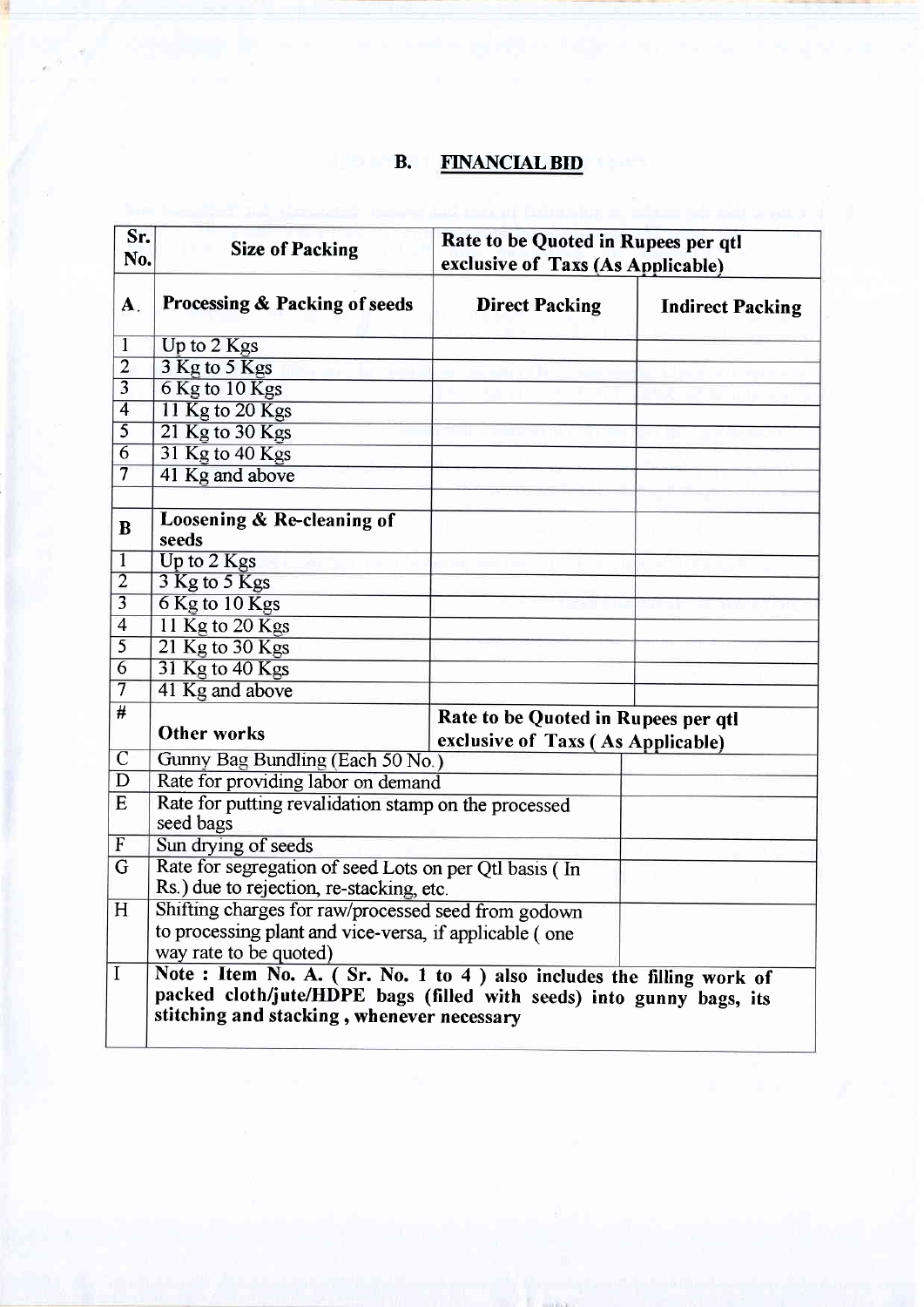## B. FINANCIAL BID

| Sr. No. | Size of Packing | Rate to be Quoted in Rupees per qtl exclusive of Taxs (As Applicable) | |
|---|---|---|---|
| **A.** | **Processing & Packing of seeds** | **Direct Packing** | **Indirect Packing** |
| 1 | Up to 2 Kgs | | |
| 2 | 3 Kg to 5 Kgs | | |
| 3 | 6 Kg to 10 Kgs | | |
| 4 | 11 Kg to 20 Kgs | | |
| 5 | 21 Kg to 30 Kgs | | |
| 6 | 31 Kg to 40 Kgs | | |
| 7 | 41 Kg and above | | |
| | | | |
| **B** | **Loosening & Re-cleaning of seeds** | | |
| 1 | Up to 2 Kgs | | |
| 2 | 3 Kg to 5 Kgs | | |
| 3 | 6 Kg to 10 Kgs | | |
| 4 | 11 Kg to 20 Kgs | | |
| 5 | 21 Kg to 30 Kgs | | |
| 6 | 31 Kg to 40 Kgs | | |
| 7 | 41 Kg and above | | |
| **#** | **Other works** | **Rate to be Quoted in Rupees per qtl exclusive of Taxs ( As Applicable)** | |
| C | Gunny Bag Bundling (Each 50 No.) | | |
| D | Rate for providing labor on demand | | |
| E | Rate for putting revalidation stamp on the processed seed bags | | |
| F | Sun drying of seeds | | |
| G | Rate for segregation of seed Lots on per Qtl basis ( In Rs.) due to rejection, re-stacking, etc. | | |
| H | Shifting charges for raw/processed seed from godown to processing plant and vice-versa, if applicable ( one way rate to be quoted) | | |
| I | **Note : Item No. A. ( Sr. No. 1 to 4 ) also includes the filling work of packed cloth/jute/HDPE bags (filled with seeds) into gunny bags, its stitching and stacking , whenever necessary** | | |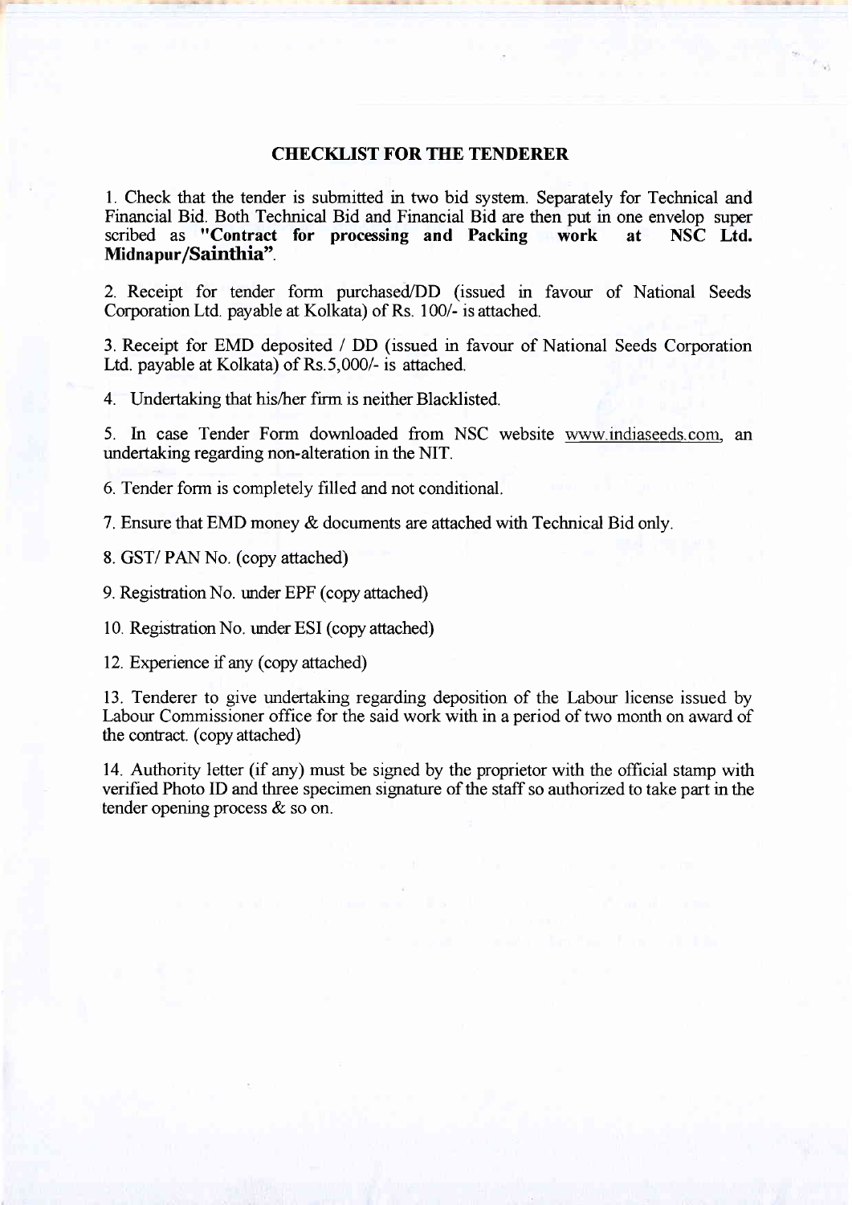## CHECKLIST FOR THE TENDERER

1. Check that the tender is submitted in two bid system. Separately for Technical and Financial Bid. Both Technical Bid and Financial Bid are then put in one envelop super scribed as **"Contract for processing and Packing work at NSC Ltd. Midnapur/Sainthia"**.

2. Receipt for tender form purchased/DD (issued in favour of National Seeds Corporation Ltd. payable at Kolkata) of Rs. 100/- is attached.

3. Receipt for EMD deposited / DD (issued in favour of National Seeds Corporation Ltd. payable at Kolkata) of Rs.5,000/- is attached.

4. Undertaking that his/her firm is neither Blacklisted.

5. In case Tender Form downloaded from NSC website www.indiaseeds.com, an undertaking regarding non-alteration in the NIT.

6. Tender form is completely filled and not conditional.

7. Ensure that EMD money & documents are attached with Technical Bid only.

8. GST/ PAN No. (copy attached)

9. Registration No. under EPF (copy attached)

10. Registration No. under ESI (copy attached)

12. Experience if any (copy attached)

13. Tenderer to give undertaking regarding deposition of the Labour license issued by Labour Commissioner office for the said work with in a period of two month on award of the contract. (copy attached)

14. Authority letter (if any) must be signed by the proprietor with the official stamp with verified Photo ID and three specimen signature of the staff so authorized to take part in the tender opening process & so on.